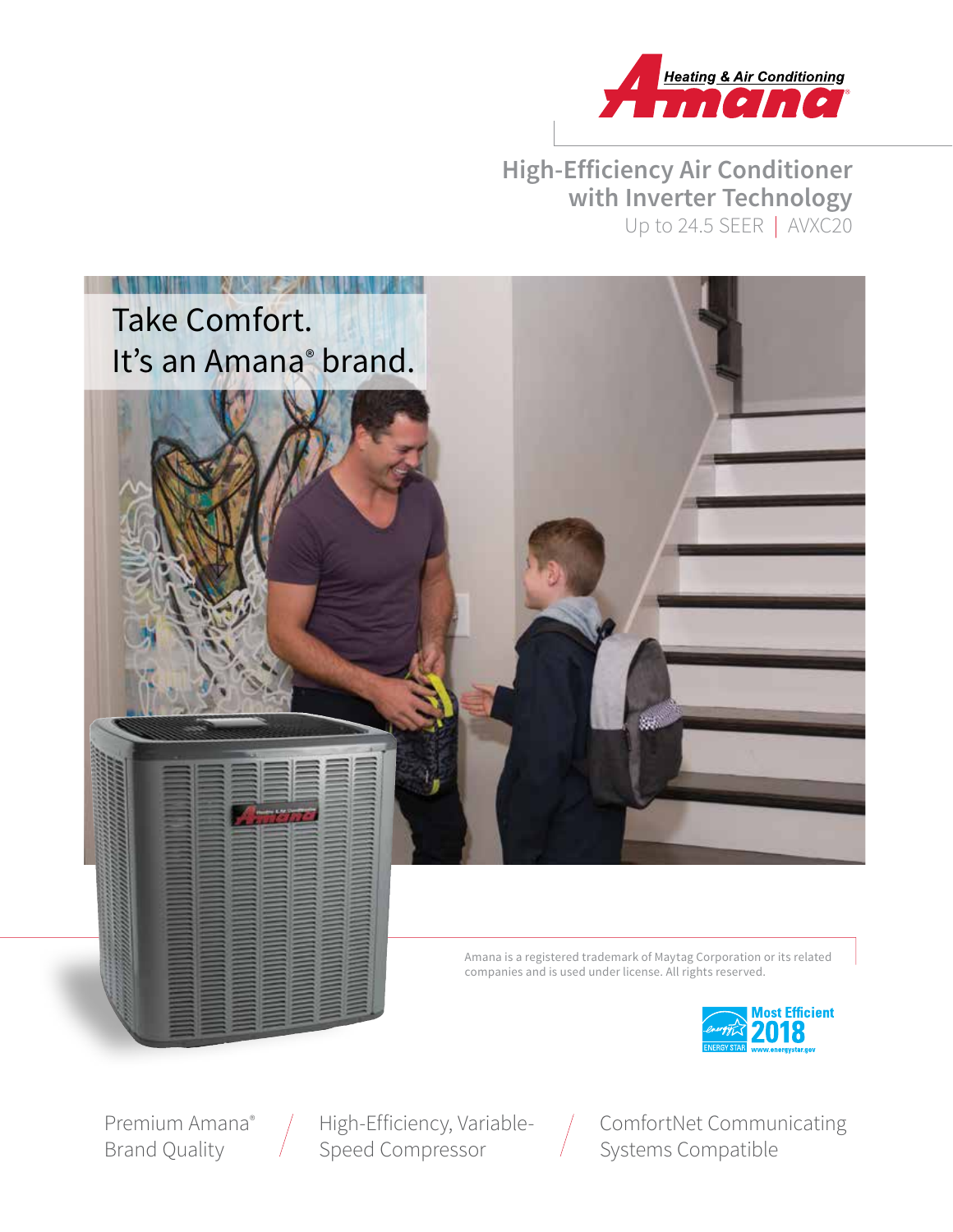# High-Efficiency Air Conditioner with Inverter Technology

Up to 24.5 SEER | AVXC20

Take Comfort.
It's an Amana® brand.

Amana is a registered trademark of Maytag Corporation or its related companies and is used under license. All rights reserved.

Most Efficient 2018 ENERGY STAR www.energystar.gov

Premium Amana® Brand Quality

High-Efficiency, Variable-Speed Compressor

ComfortNet Communicating Systems Compatible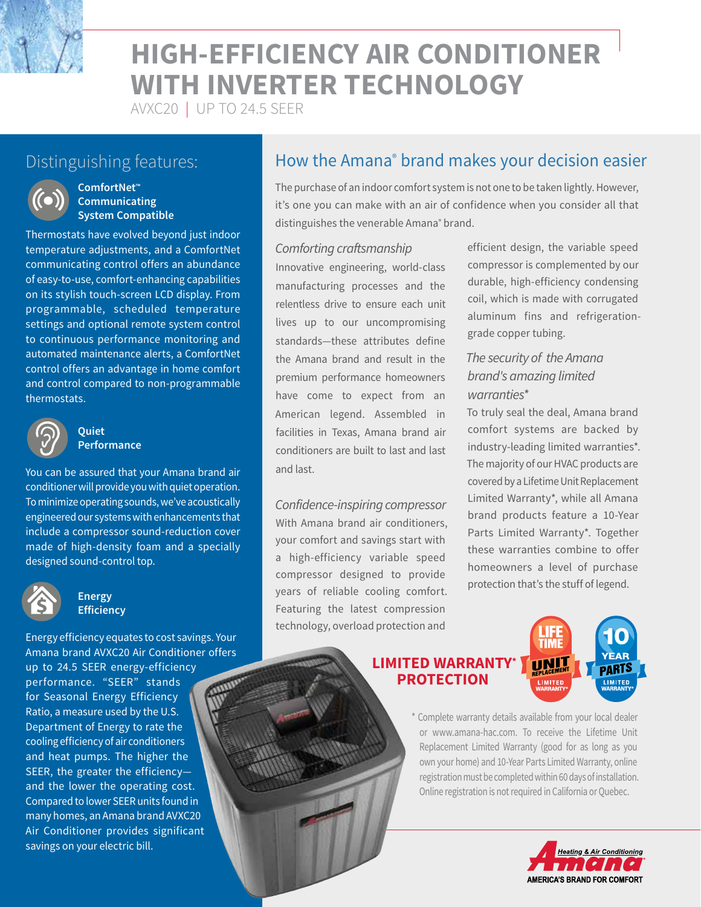# HIGH-EFFICIENCY AIR CONDITIONER WITH INVERTER TECHNOLOGY

AVXC20 | UP TO 24.5 SEER

## Distinguishing features:

### ComfortNet™ Communicating System Compatible

Thermostats have evolved beyond just indoor temperature adjustments, and a ComfortNet communicating control offers an abundance of easy-to-use, comfort-enhancing capabilities on its stylish touch-screen LCD display. From programmable, scheduled temperature settings and optional remote system control to continuous performance monitoring and automated maintenance alerts, a ComfortNet control offers an advantage in home comfort and control compared to non-programmable thermostats.

### Quiet Performance

You can be assured that your Amana brand air conditioner will provide you with quiet operation. To minimize operating sounds, we've acoustically engineered our systems with enhancements that include a compressor sound-reduction cover made of high-density foam and a specially designed sound-control top.

### Energy Efficiency

Energy efficiency equates to cost savings. Your Amana brand AVXC20 Air Conditioner offers up to 24.5 SEER energy-efficiency performance. "SEER" stands for Seasonal Energy Efficiency Ratio, a measure used by the U.S. Department of Energy to rate the cooling efficiency of air conditioners and heat pumps. The higher the SEER, the greater the efficiency—and the lower the operating cost. Compared to lower SEER units found in many homes, an Amana brand AVXC20 Air Conditioner provides significant savings on your electric bill.

## How the Amana® brand makes your decision easier

The purchase of an indoor comfort system is not one to be taken lightly. However, it's one you can make with an air of confidence when you consider all that distinguishes the venerable Amana® brand.

### *Comforting craftsmanship*

Innovative engineering, world-class manufacturing processes and the relentless drive to ensure each unit lives up to our uncompromising standards—these attributes define the Amana brand and result in the premium performance homeowners have come to expect from an American legend. Assembled in facilities in Texas, Amana brand air conditioners are built to last and last and last.

### *Confidence-inspiring compressor*

With Amana brand air conditioners, your comfort and savings start with a high-efficiency variable speed compressor designed to provide years of reliable cooling comfort. Featuring the latest compression technology, overload protection and efficient design, the variable speed compressor is complemented by our durable, high-efficiency condensing coil, which is made with corrugated aluminum fins and refrigeration-grade copper tubing.

### *The security of the Amana brand's amazing limited warranties**

To truly seal the deal, Amana brand comfort systems are backed by industry-leading limited warranties*. The majority of our HVAC products are covered by a Lifetime Unit Replacement Limited Warranty*, while all Amana brand products feature a 10-Year Parts Limited Warranty*. Together these warranties combine to offer homeowners a level of purchase protection that's the stuff of legend.

**LIMITED WARRANTY* PROTECTION**

LIFETIME UNIT REPLACEMENT LIMITED WARRANTY* | 10 YEAR PARTS LIMITED WARRANTY*

* Complete warranty details available from your local dealer or www.amana-hac.com. To receive the Lifetime Unit Replacement Limited Warranty (good for as long as you own your home) and 10-Year Parts Limited Warranty, online registration must be completed within 60 days of installation. Online registration is not required in California or Quebec.

Amana Heating & Air Conditioning — AMERICA'S BRAND FOR COMFORT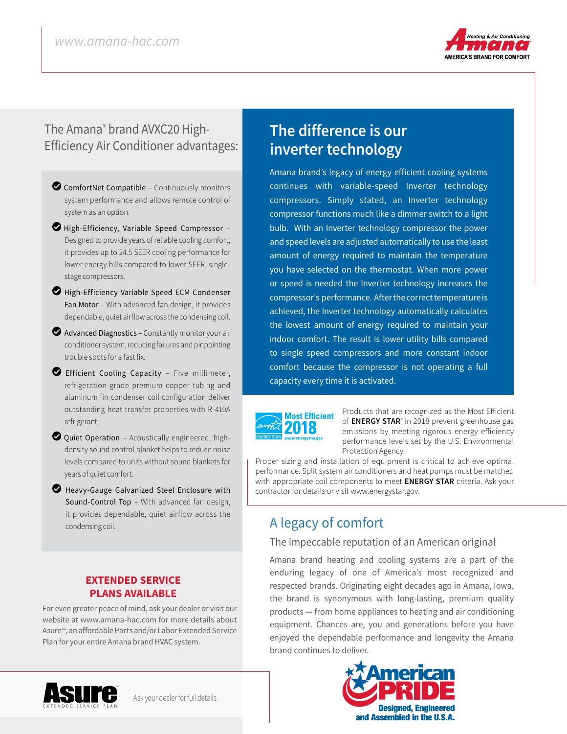## The Amana® brand AVXC20 High-Efficiency Air Conditioner advantages:

- **ComfortNet Compatible** – Continuously monitors system performance and allows remote control of system as an option.
- **High-Efficiency, Variable Speed Compressor** – Designed to provide years of reliable cooling comfort, it provides up to 24.5 SEER cooling performance for lower energy bills compared to lower SEER, single-stage compressors.
- **High-Efficiency Variable Speed ECM Condenser Fan Motor** – With advanced fan design, it provides dependable, quiet airflow across the condensing coil.
- **Advanced Diagnostics** – Constantly monitor your air conditioner system, reducing failures and pinpointing trouble spots for a fast fix.
- **Efficient Cooling Capacity** – Five millimeter, refrigeration-grade premium copper tubing and aluminum fin condenser coil configuration deliver outstanding heat transfer properties with R-410A refrigerant.
- **Quiet Operation** – Acoustically engineered, high-density sound control blanket helps to reduce noise levels compared to units without sound blankets for years of quiet comfort.
- **Heavy-Gauge Galvanized Steel Enclosure with Sound-Control Top** – With advanced fan design, it provides dependable, quiet airflow across the condensing coil.

### EXTENDED SERVICE PLANS AVAILABLE

For even greater peace of mind, ask your dealer or visit our website at www.amana-hac.com for more details about Asure℠, an affordable Parts and/or Labor Extended Service Plan for your entire Amana brand HVAC system.

Asure™ EXTENDED SERVICE PLAN

Ask your dealer for full details.

## The difference is our inverter technology

Amana brand's legacy of energy efficient cooling systems continues with variable-speed Inverter technology compressors. Simply stated, an Inverter technology compressor functions much like a dimmer switch to a light bulb. With an Inverter technology compressor the power and speed levels are adjusted automatically to use the least amount of energy required to maintain the temperature you have selected on the thermostat. When more power or speed is needed the Inverter technology increases the compressor's performance. After the correct temperature is achieved, the Inverter technology automatically calculates the lowest amount of energy required to maintain your indoor comfort. The result is lower utility bills compared to single speed compressors and more constant indoor comfort because the compressor is not operating a full capacity every time it is activated.

Most Efficient 2018 ENERGY STAR www.energystar.gov

Products that are recognized as the Most Efficient of **ENERGY STAR**® in 2018 prevent greenhouse gas emissions by meeting rigorous energy efficiency performance levels set by the U.S. Environmental Protection Agency.

Proper sizing and installation of equipment is critical to achieve optimal performance. Split system air conditioners and heat pumps must be matched with appropriate coil components to meet **ENERGY STAR** criteria. Ask your contractor for details or visit www.energystar.gov.

## A legacy of comfort

### The impeccable reputation of an American original

Amana brand heating and cooling systems are a part of the enduring legacy of one of America's most recognized and respected brands. Originating eight decades ago in Amana, Iowa, the brand is synonymous with long-lasting, premium quality products — from home appliances to heating and air conditioning equipment. Chances are, you and generations before you have enjoyed the dependable performance and longevity the Amana brand continues to deliver.

American PRIDE
Designed, Engineered and Assembled in the U.S.A.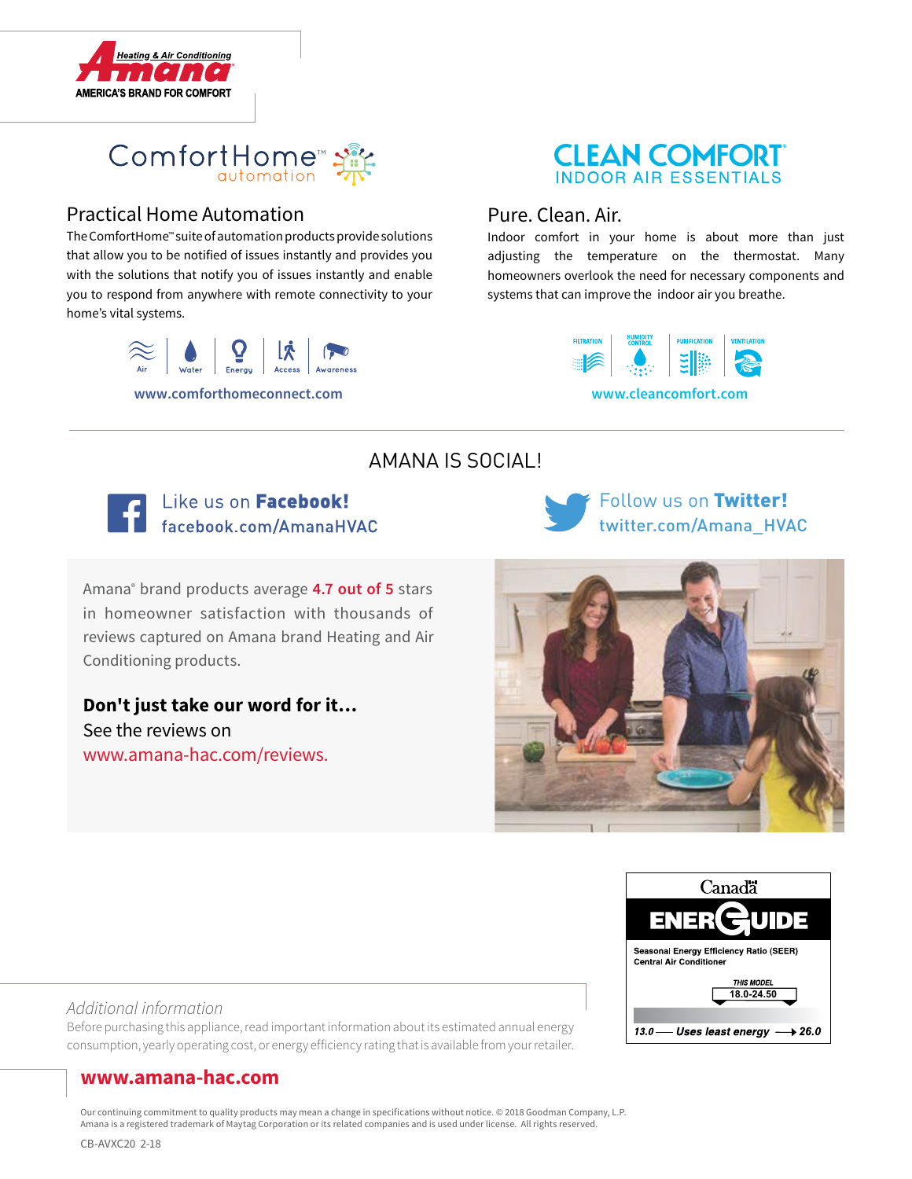Heating & Air Conditioning

Amana®

AMERICA'S BRAND FOR COMFORT

ComfortHome™ automation

## Practical Home Automation

The ComfortHome™ suite of automation products provide solutions that allow you to be notified of issues instantly and provides you with the solutions that notify you of issues instantly and enable you to respond from anywhere with remote connectivity to your home's vital systems.

Air | Water | Energy | Access | Awareness

www.comforthomeconnect.com

CLEAN COMFORT®

INDOOR AIR ESSENTIALS

## Pure. Clean. Air.

Indoor comfort in your home is about more than just adjusting the temperature on the thermostat. Many homeowners overlook the need for necessary components and systems that can improve the indoor air you breathe.

FILTRATION | HUMIDITY CONTROL | PURIFICATION | VENTILATION

www.cleancomfort.com

## AMANA IS SOCIAL!

Like us on **Facebook!**
facebook.com/AmanaHVAC

Follow us on **Twitter!**
twitter.com/Amana_HVAC

Amana® brand products average **4.7 out of 5** stars in homeowner satisfaction with thousands of reviews captured on Amana brand Heating and Air Conditioning products.

**Don't just take our word for it...**
See the reviews on
www.amana-hac.com/reviews.

Canadä

ENERGUIDE

Seasonal Energy Efficiency Ratio (SEER)
Central Air Conditioner

THIS MODEL
18.0-24.50

13.0 — Uses least energy → 26.0

*Additional information*

Before purchasing this appliance, read important information about its estimated annual energy consumption, yearly operating cost, or energy efficiency rating that is available from your retailer.

**www.amana-hac.com**

Our continuing commitment to quality products may mean a change in specifications without notice. © 2018 Goodman Company, L.P.
Amana is a registered trademark of Maytag Corporation or its related companies and is used under license. All rights reserved.

CB-AVXC20 2-18